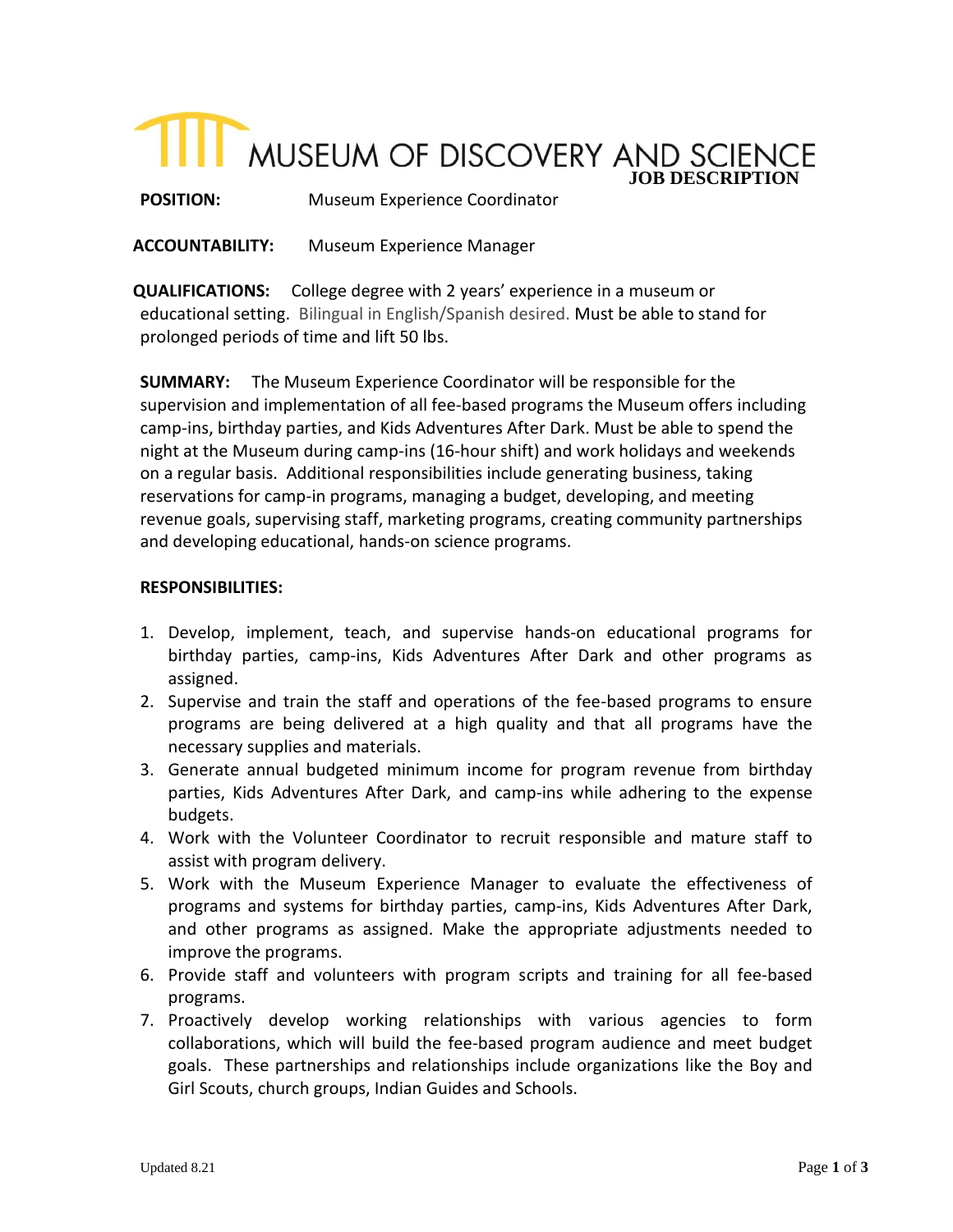# MUSEUM OF DISCOVERY AND SCIENCE

## JOB DESCRIPTION

**POSITION:** Museum Experience Coordinator

**ACCOUNTABILITY:** Museum Experience Manager

**QUALIFICATIONS:** College degree with 2 years' experience in a museum or educational setting. Bilingual in English/Spanish desired. Must be able to stand for prolonged periods of time and lift 50 lbs.

**SUMMARY:** The Museum Experience Coordinator will be responsible for the supervision and implementation of all fee-based programs the Museum offers including camp-ins, birthday parties, and Kids Adventures After Dark. Must be able to spend the night at the Museum during camp-ins (16-hour shift) and work holidays and weekends on a regular basis. Additional responsibilities include generating business, taking reservations for camp-in programs, managing a budget, developing, and meeting revenue goals, supervising staff, marketing programs, creating community partnerships and developing educational, hands-on science programs.

**RESPONSIBILITIES:**

1. Develop, implement, teach, and supervise hands-on educational programs for birthday parties, camp-ins, Kids Adventures After Dark and other programs as assigned.
2. Supervise and train the staff and operations of the fee-based programs to ensure programs are being delivered at a high quality and that all programs have the necessary supplies and materials.
3. Generate annual budgeted minimum income for program revenue from birthday parties, Kids Adventures After Dark, and camp-ins while adhering to the expense budgets.
4. Work with the Volunteer Coordinator to recruit responsible and mature staff to assist with program delivery.
5. Work with the Museum Experience Manager to evaluate the effectiveness of programs and systems for birthday parties, camp-ins, Kids Adventures After Dark, and other programs as assigned. Make the appropriate adjustments needed to improve the programs.
6. Provide staff and volunteers with program scripts and training for all fee-based programs.
7. Proactively develop working relationships with various agencies to form collaborations, which will build the fee-based program audience and meet budget goals. These partnerships and relationships include organizations like the Boy and Girl Scouts, church groups, Indian Guides and Schools.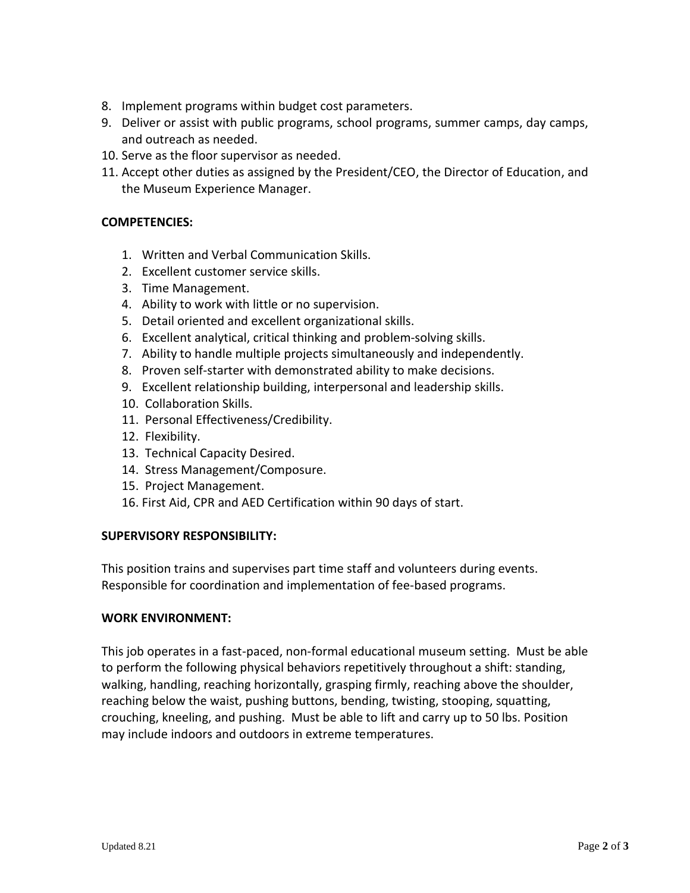8. Implement programs within budget cost parameters.
9. Deliver or assist with public programs, school programs, summer camps, day camps, and outreach as needed.
10. Serve as the floor supervisor as needed.
11. Accept other duties as assigned by the President/CEO, the Director of Education, and the Museum Experience Manager.

**COMPETENCIES:**

1. Written and Verbal Communication Skills.
2. Excellent customer service skills.
3. Time Management.
4. Ability to work with little or no supervision.
5. Detail oriented and excellent organizational skills.
6. Excellent analytical, critical thinking and problem-solving skills.
7. Ability to handle multiple projects simultaneously and independently.
8. Proven self-starter with demonstrated ability to make decisions.
9. Excellent relationship building, interpersonal and leadership skills.
10. Collaboration Skills.
11. Personal Effectiveness/Credibility.
12. Flexibility.
13. Technical Capacity Desired.
14. Stress Management/Composure.
15. Project Management.
16. First Aid, CPR and AED Certification within 90 days of start.

**SUPERVISORY RESPONSIBILITY:**

This position trains and supervises part time staff and volunteers during events. Responsible for coordination and implementation of fee-based programs.

**WORK ENVIRONMENT:**

This job operates in a fast-paced, non-formal educational museum setting. Must be able to perform the following physical behaviors repetitively throughout a shift: standing, walking, handling, reaching horizontally, grasping firmly, reaching above the shoulder, reaching below the waist, pushing buttons, bending, twisting, stooping, squatting, crouching, kneeling, and pushing. Must be able to lift and carry up to 50 lbs. Position may include indoors and outdoors in extreme temperatures.

Updated 8.21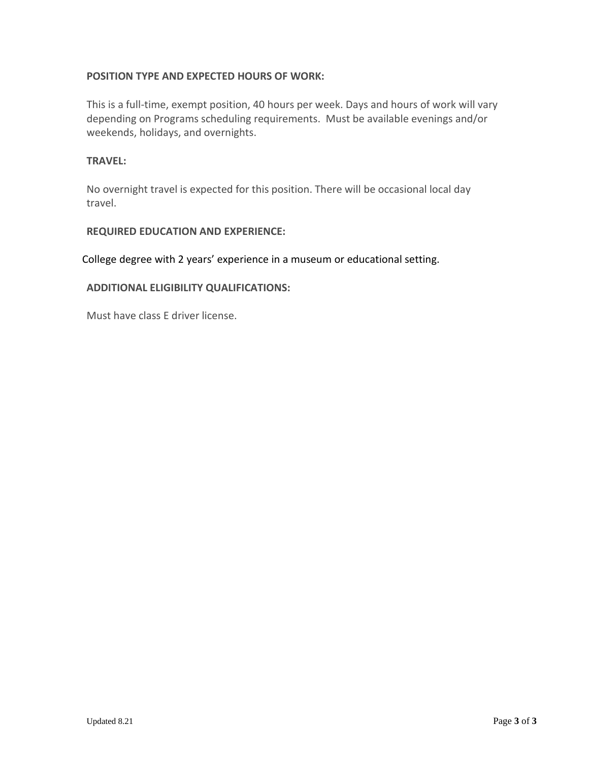**POSITION TYPE AND EXPECTED HOURS OF WORK:**

This is a full-time, exempt position, 40 hours per week. Days and hours of work will vary depending on Programs scheduling requirements. Must be available evenings and/or weekends, holidays, and overnights.

**TRAVEL:**

No overnight travel is expected for this position. There will be occasional local day travel.

**REQUIRED EDUCATION AND EXPERIENCE:**

College degree with 2 years' experience in a museum or educational setting.

**ADDITIONAL ELIGIBILITY QUALIFICATIONS:**

Must have class E driver license.

Updated 8.21